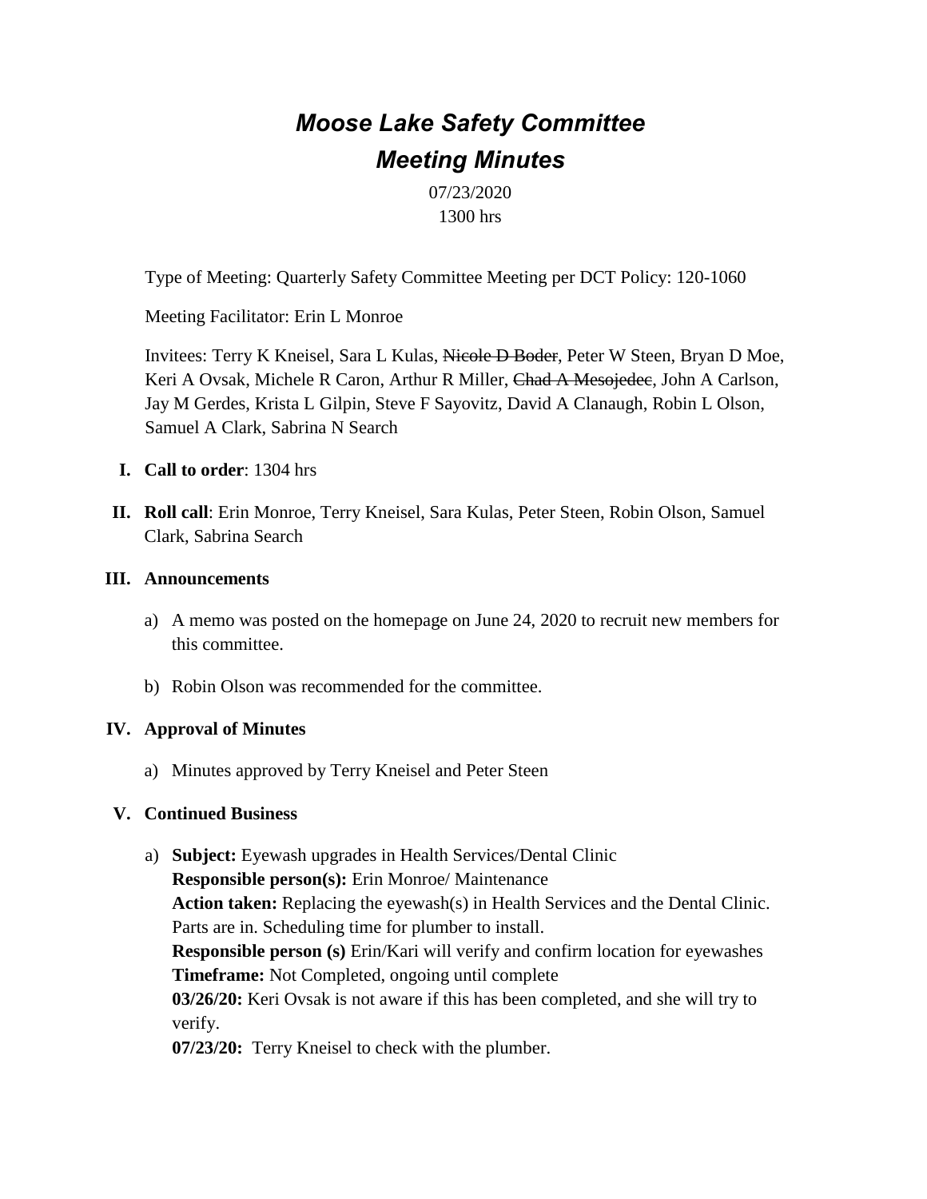# *Moose Lake Safety Committee*
# *Meeting Minutes*

07/23/2020
1300 hrs

Type of Meeting: Quarterly Safety Committee Meeting per DCT Policy: 120-1060

Meeting Facilitator: Erin L Monroe

Invitees: Terry K Kneisel, Sara L Kulas, ~~Nicole D Boder~~, Peter W Steen, Bryan D Moe, Keri A Ovsak, Michele R Caron, Arthur R Miller, ~~Chad A Mesojedec~~, John A Carlson, Jay M Gerdes, Krista L Gilpin, Steve F Sayovitz, David A Clanaugh, Robin L Olson, Samuel A Clark, Sabrina N Search

I. **Call to order**: 1304 hrs

II. **Roll call**: Erin Monroe, Terry Kneisel, Sara Kulas, Peter Steen, Robin Olson, Samuel Clark, Sabrina Search

III. **Announcements**

a) A memo was posted on the homepage on June 24, 2020 to recruit new members for this committee.

b) Robin Olson was recommended for the committee.

IV. **Approval of Minutes**

a) Minutes approved by Terry Kneisel and Peter Steen

V. **Continued Business**

a) **Subject:** Eyewash upgrades in Health Services/Dental Clinic
**Responsible person(s):** Erin Monroe/ Maintenance
**Action taken:** Replacing the eyewash(s) in Health Services and the Dental Clinic. Parts are in. Scheduling time for plumber to install.
**Responsible person (s)** Erin/Kari will verify and confirm location for eyewashes
**Timeframe:** Not Completed, ongoing until complete
**03/26/20:** Keri Ovsak is not aware if this has been completed, and she will try to verify.
**07/23/20:** Terry Kneisel to check with the plumber.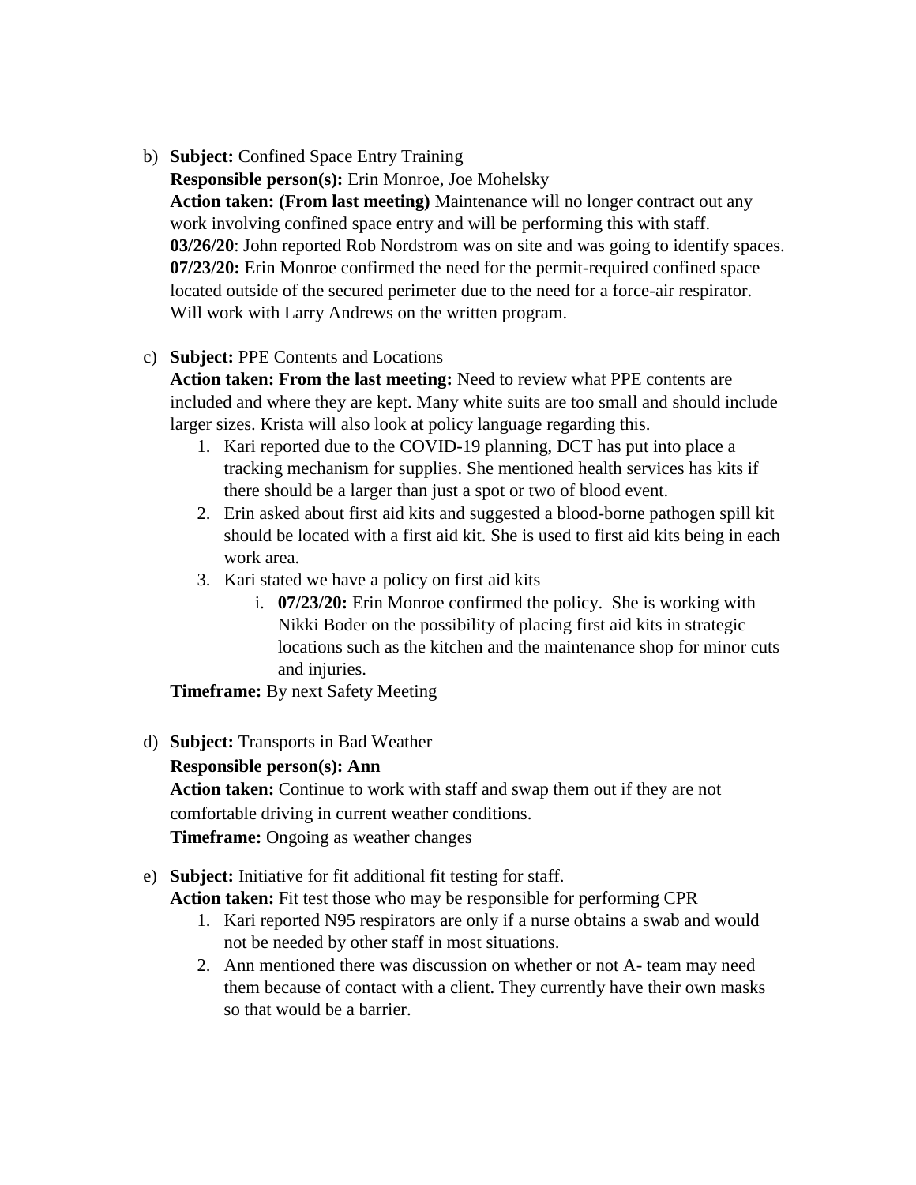b) **Subject:** Confined Space Entry Training
   **Responsible person(s):** Erin Monroe, Joe Mohelsky
   **Action taken: (From last meeting)** Maintenance will no longer contract out any work involving confined space entry and will be performing this with staff.
   **03/26/20**: John reported Rob Nordstrom was on site and was going to identify spaces.
   **07/23/20:** Erin Monroe confirmed the need for the permit-required confined space located outside of the secured perimeter due to the need for a force-air respirator. Will work with Larry Andrews on the written program.

c) **Subject:** PPE Contents and Locations
   **Action taken: From the last meeting:** Need to review what PPE contents are included and where they are kept. Many white suits are too small and should include larger sizes. Krista will also look at policy language regarding this.
   1. Kari reported due to the COVID-19 planning, DCT has put into place a tracking mechanism for supplies. She mentioned health services has kits if there should be a larger than just a spot or two of blood event.
   2. Erin asked about first aid kits and suggested a blood-borne pathogen spill kit should be located with a first aid kit. She is used to first aid kits being in each work area.
   3. Kari stated we have a policy on first aid kits
      i. **07/23/20:** Erin Monroe confirmed the policy. She is working with Nikki Boder on the possibility of placing first aid kits in strategic locations such as the kitchen and the maintenance shop for minor cuts and injuries.

   **Timeframe:** By next Safety Meeting

d) **Subject:** Transports in Bad Weather
   **Responsible person(s): Ann**
   **Action taken:** Continue to work with staff and swap them out if they are not comfortable driving in current weather conditions.
   **Timeframe:** Ongoing as weather changes

e) **Subject:** Initiative for fit additional fit testing for staff.
   **Action taken:** Fit test those who may be responsible for performing CPR
   1. Kari reported N95 respirators are only if a nurse obtains a swab and would not be needed by other staff in most situations.
   2. Ann mentioned there was discussion on whether or not A- team may need them because of contact with a client. They currently have their own masks so that would be a barrier.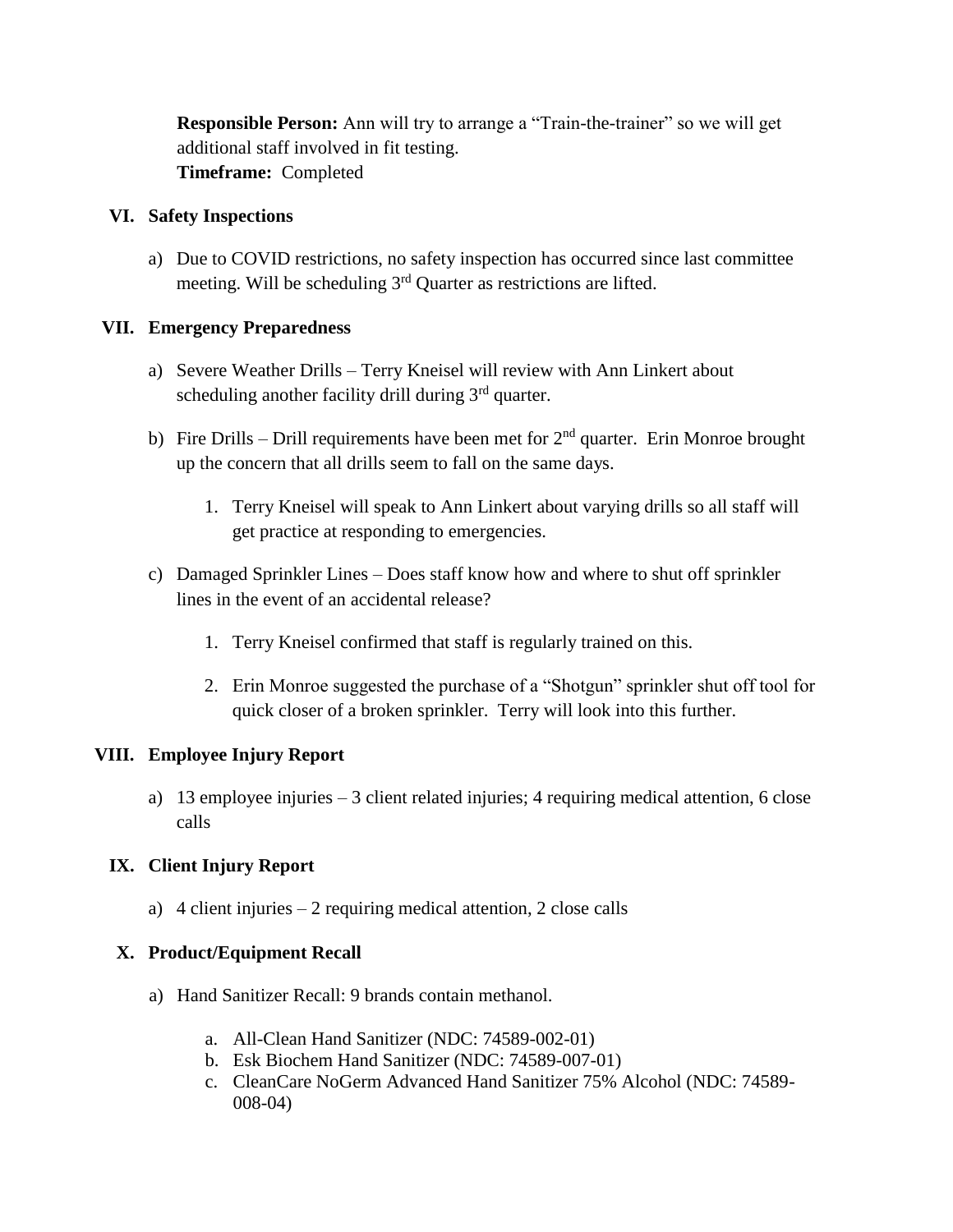**Responsible Person:** Ann will try to arrange a "Train-the-trainer" so we will get additional staff involved in fit testing.
**Timeframe:** Completed

## VI. Safety Inspections

a) Due to COVID restrictions, no safety inspection has occurred since last committee meeting. Will be scheduling 3rd Quarter as restrictions are lifted.

## VII. Emergency Preparedness

a) Severe Weather Drills – Terry Kneisel will review with Ann Linkert about scheduling another facility drill during 3rd quarter.

b) Fire Drills – Drill requirements have been met for 2nd quarter. Erin Monroe brought up the concern that all drills seem to fall on the same days.

1. Terry Kneisel will speak to Ann Linkert about varying drills so all staff will get practice at responding to emergencies.

c) Damaged Sprinkler Lines – Does staff know how and where to shut off sprinkler lines in the event of an accidental release?

1. Terry Kneisel confirmed that staff is regularly trained on this.
2. Erin Monroe suggested the purchase of a "Shotgun" sprinkler shut off tool for quick closer of a broken sprinkler. Terry will look into this further.

## VIII. Employee Injury Report

a) 13 employee injuries – 3 client related injuries; 4 requiring medical attention, 6 close calls

## IX. Client Injury Report

a) 4 client injuries – 2 requiring medical attention, 2 close calls

## X. Product/Equipment Recall

a) Hand Sanitizer Recall: 9 brands contain methanol.

a. All-Clean Hand Sanitizer (NDC: 74589-002-01)
b. Esk Biochem Hand Sanitizer (NDC: 74589-007-01)
c. CleanCare NoGerm Advanced Hand Sanitizer 75% Alcohol (NDC: 74589-008-04)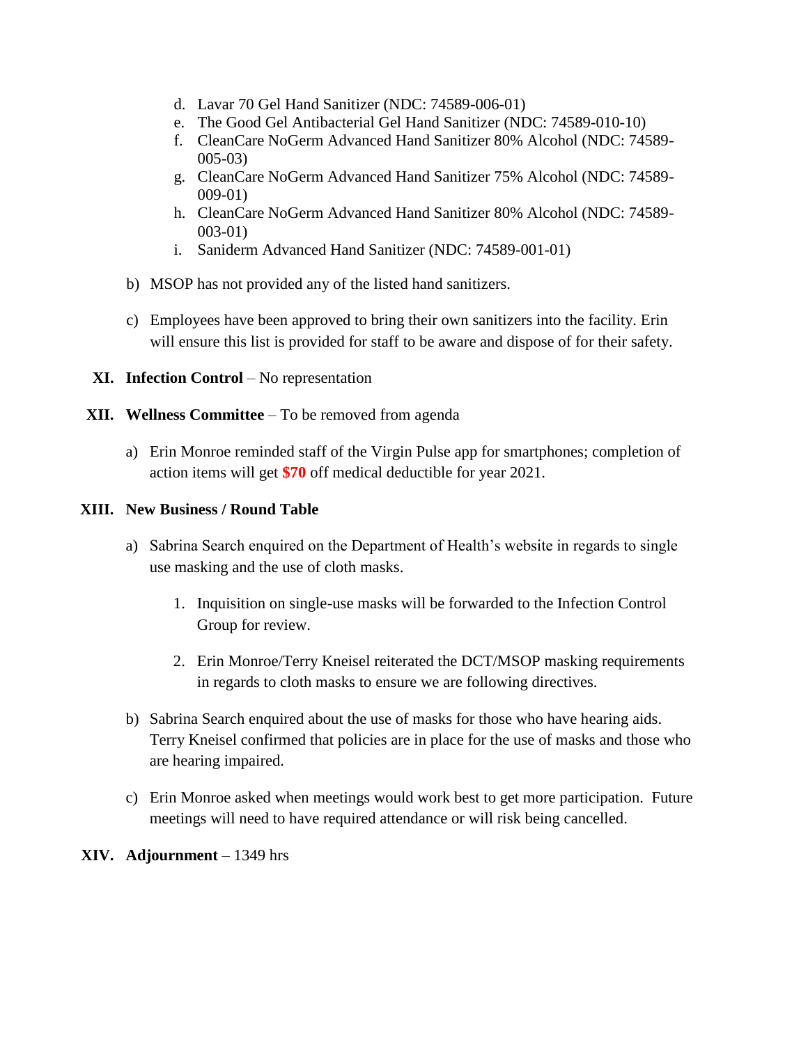d. Lavar 70 Gel Hand Sanitizer (NDC: 74589-006-01)
e. The Good Gel Antibacterial Gel Hand Sanitizer (NDC: 74589-010-10)
f. CleanCare NoGerm Advanced Hand Sanitizer 80% Alcohol (NDC: 74589-005-03)
g. CleanCare NoGerm Advanced Hand Sanitizer 75% Alcohol (NDC: 74589-009-01)
h. CleanCare NoGerm Advanced Hand Sanitizer 80% Alcohol (NDC: 74589-003-01)
i. Saniderm Advanced Hand Sanitizer (NDC: 74589-001-01)

b) MSOP has not provided any of the listed hand sanitizers.

c) Employees have been approved to bring their own sanitizers into the facility. Erin will ensure this list is provided for staff to be aware and dispose of for their safety.

**XI. Infection Control** – No representation

**XII. Wellness Committee** – To be removed from agenda

a) Erin Monroe reminded staff of the Virgin Pulse app for smartphones; completion of action items will get **$70** off medical deductible for year 2021.

**XIII. New Business / Round Table**

a) Sabrina Search enquired on the Department of Health's website in regards to single use masking and the use of cloth masks.

1. Inquisition on single-use masks will be forwarded to the Infection Control Group for review.

2. Erin Monroe/Terry Kneisel reiterated the DCT/MSOP masking requirements in regards to cloth masks to ensure we are following directives.

b) Sabrina Search enquired about the use of masks for those who have hearing aids. Terry Kneisel confirmed that policies are in place for the use of masks and those who are hearing impaired.

c) Erin Monroe asked when meetings would work best to get more participation. Future meetings will need to have required attendance or will risk being cancelled.

**XIV. Adjournment** – 1349 hrs